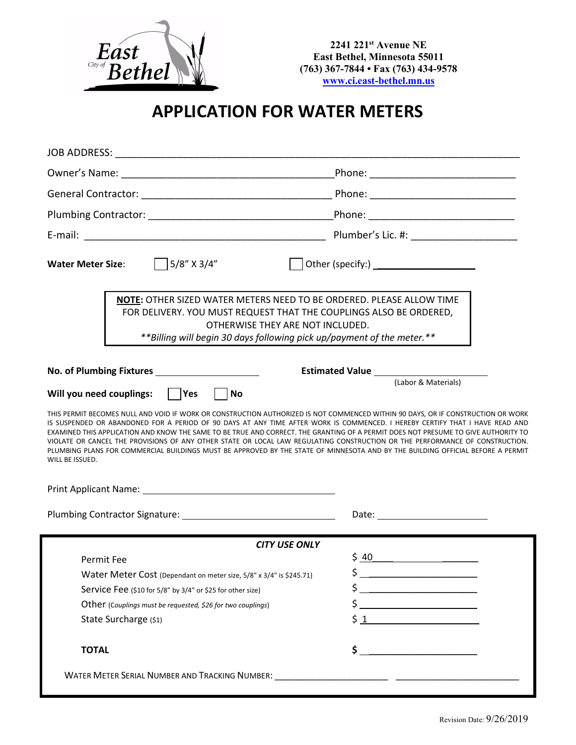City of East Bethel

**2241 221st Avenue NE**
**East Bethel, Minnesota 55011**
**(763) 367-7844 • Fax (763) 434-9578**
**www.ci.east-bethel.mn.us**

# APPLICATION FOR WATER METERS

JOB ADDRESS: ______________________________________________

Owner's Name: ______________________________ Phone: ______________________

General Contractor: ___________________________ Phone: ______________________

Plumbing Contractor: __________________________ Phone: ______________________

E-mail: __________________________________ Plumber's Lic. #: ________________

**Water Meter Size**: ☐ 5/8" X 3/4" ☐ Other (specify:) ________________

> **NOTE:** OTHER SIZED WATER METERS NEED TO BE ORDERED. PLEASE ALLOW TIME FOR DELIVERY. YOU MUST REQUEST THAT THE COUPLINGS ALSO BE ORDERED, OTHERWISE THEY ARE NOT INCLUDED.
> ***\*\*Billing will begin 30 days following pick up/payment of the meter.\*\****

**No. of Plumbing Fixtures** ________________ **Estimated Value** ________________ (Labor & Materials)

**Will you need couplings:** ☐ **Yes** ☐ **No**

THIS PERMIT BECOMES NULL AND VOID IF WORK OR CONSTRUCTION AUTHORIZED IS NOT COMMENCED WITHIN 90 DAYS, OR IF CONSTRUCTION OR WORK IS SUSPENDED OR ABANDONED FOR A PERIOD OF 90 DAYS AT ANY TIME AFTER WORK IS COMMENCED. I HEREBY CERTIFY THAT I HAVE READ AND EXAMINED THIS APPLICATION AND KNOW THE SAME TO BE TRUE AND CORRECT. THE GRANTING OF A PERMIT DOES NOT PRESUME TO GIVE AUTHORITY TO VIOLATE OR CANCEL THE PROVISIONS OF ANY OTHER STATE OR LOCAL LAW REGULATING CONSTRUCTION OR THE PERFORMANCE OF CONSTRUCTION. PLUMBING PLANS FOR COMMERCIAL BUILDINGS MUST BE APPROVED BY THE STATE OF MINNESOTA AND BY THE BUILDING OFFICIAL BEFORE A PERMIT WILL BE ISSUED.

Print Applicant Name: ______________________________

Plumbing Contractor Signature: ______________________________ Date: ________________

***CITY USE ONLY***

| | |
|---|---|
| Permit Fee | $ 40 |
| Water Meter Cost (Dependant on meter size, 5/8" x 3/4" is $245.71) | $ ________ |
| Service Fee ($10 for 5/8" by 3/4" or $25 for other size) | $ ________ |
| Other (Couplings must be requested, $26 for two couplings) | $ ________ |
| State Surcharge ($1) | $ 1 |
| **TOTAL** | **$** ________ |

WATER METER SERIAL NUMBER AND TRACKING NUMBER: ________________ ________________

Revision Date: 9/26/2019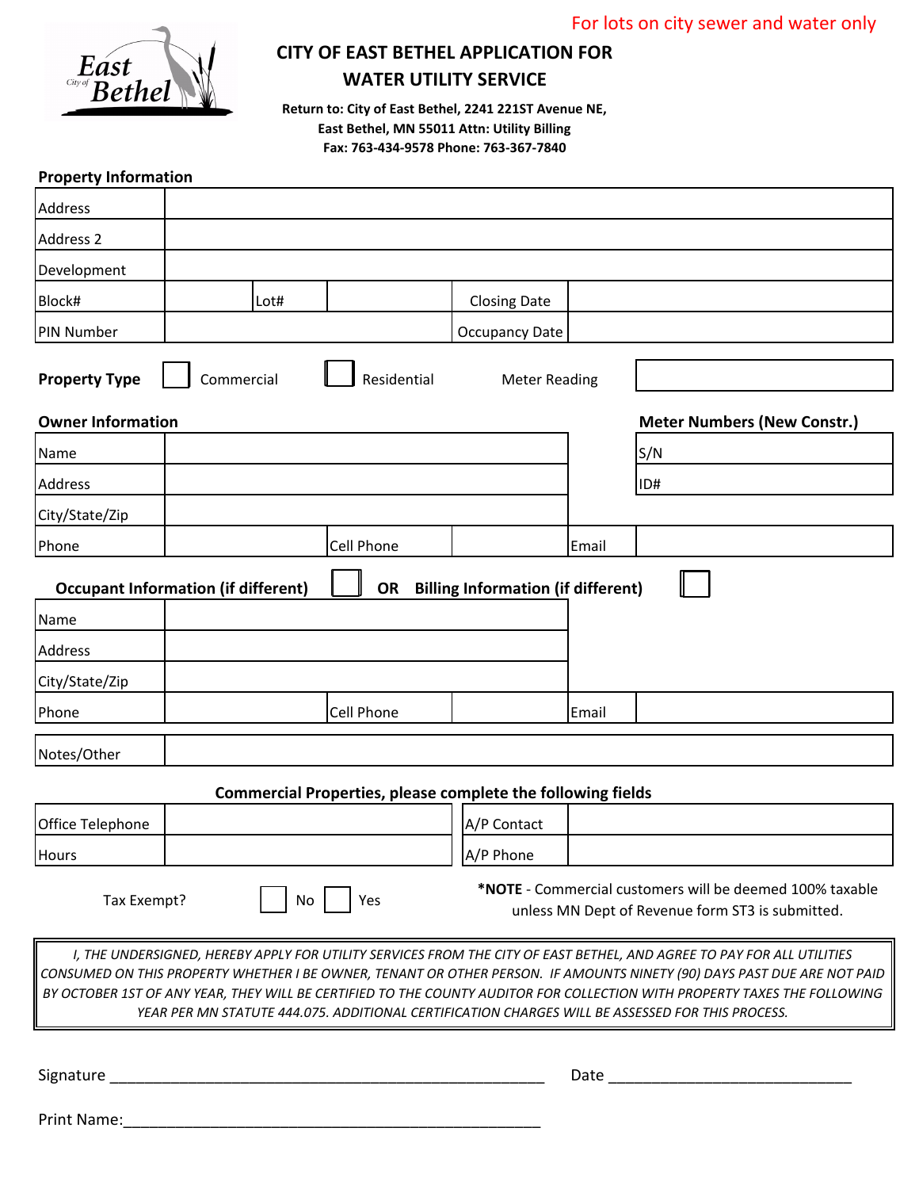For lots on city sewer and water only

# CITY OF EAST BETHEL APPLICATION FOR WATER UTILITY SERVICE

**Return to: City of East Bethel, 2241 221ST Avenue NE, East Bethel, MN 55011 Attn: Utility Billing**
**Fax: 763-434-9578 Phone: 763-367-7840**

**Property Information**

| | | | | | |
|---|---|---|---|---|---|
| Address | | | | | |
| Address 2 | | | | | |
| Development | | | | | |
| Block# | | Lot# | | Closing Date | |
| PIN Number | | | | Occupancy Date | |

**Property Type** ☐ Commercial ☐ Residential Meter Reading ______

**Owner Information**

| | | | | | |
|---|---|---|---|---|---|
| Name | | | | | |
| Address | | | | | |
| City/State/Zip | | | | | |
| Phone | | Cell Phone | | Email | |

**Meter Numbers (New Constr.)**

| | |
|---|---|
| S/N | |
| ID# | |

**Occupant Information (if different)** ☐ **OR Billing Information (if different)** ☐

| | | | | | |
|---|---|---|---|---|---|
| Name | | | | | |
| Address | | | | | |
| City/State/Zip | | | | | |
| Phone | | Cell Phone | | Email | |

| | |
|---|---|
| Notes/Other | |

**Commercial Properties, please complete the following fields**

| | | | |
|---|---|---|---|
| Office Telephone | | A/P Contact | |
| Hours | | A/P Phone | |

Tax Exempt? ☐ No ☐ Yes

**\*NOTE** - Commercial customers will be deemed 100% taxable unless MN Dept of Revenue form ST3 is submitted.

*I, THE UNDERSIGNED, HEREBY APPLY FOR UTILITY SERVICES FROM THE CITY OF EAST BETHEL, AND AGREE TO PAY FOR ALL UTILITIES CONSUMED ON THIS PROPERTY WHETHER I BE OWNER, TENANT OR OTHER PERSON. IF AMOUNTS NINETY (90) DAYS PAST DUE ARE NOT PAID BY OCTOBER 1ST OF ANY YEAR, THEY WILL BE CERTIFIED TO THE COUNTY AUDITOR FOR COLLECTION WITH PROPERTY TAXES THE FOLLOWING YEAR PER MN STATUTE 444.075. ADDITIONAL CERTIFICATION CHARGES WILL BE ASSESSED FOR THIS PROCESS.*

Signature ________________________________________ Date ______________________

Print Name: ________________________________________